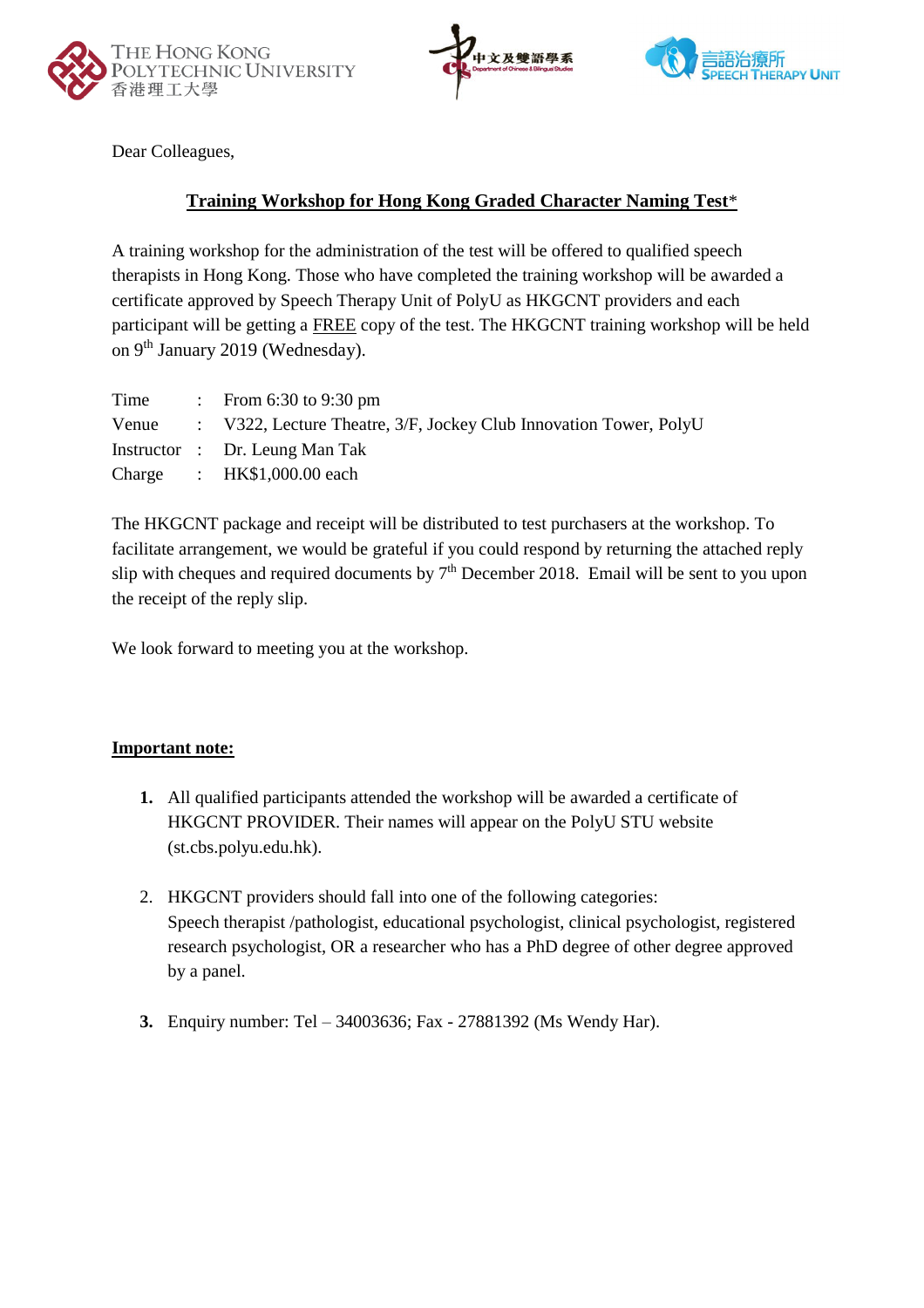THE HONG KONG POLYTECHNIC UNIVERSITY
香港理工大學

中文及雙語學系
Department of Chinese & Bilingual Studies

言語治療所
SPEECH THERAPY UNIT

Dear Colleagues,

**Training Workshop for Hong Kong Graded Character Naming Test***

A training workshop for the administration of the test will be offered to qualified speech therapists in Hong Kong. Those who have completed the training workshop will be awarded a certificate approved by Speech Therapy Unit of PolyU as HKGCNT providers and each participant will be getting a FREE copy of the test. The HKGCNT training workshop will be held on 9th January 2019 (Wednesday).

| | | |
|---|---|---|
| Time | : | From 6:30 to 9:30 pm |
| Venue | : | V322, Lecture Theatre, 3/F, Jockey Club Innovation Tower, PolyU |
| Instructor | : | Dr. Leung Man Tak |
| Charge | : | HK$1,000.00 each |

The HKGCNT package and receipt will be distributed to test purchasers at the workshop. To facilitate arrangement, we would be grateful if you could respond by returning the attached reply slip with cheques and required documents by 7th December 2018. Email will be sent to you upon the receipt of the reply slip.

We look forward to meeting you at the workshop.

**Important note:**

1. All qualified participants attended the workshop will be awarded a certificate of HKGCNT PROVIDER. Their names will appear on the PolyU STU website (st.cbs.polyu.edu.hk).
2. HKGCNT providers should fall into one of the following categories:
   Speech therapist /pathologist, educational psychologist, clinical psychologist, registered research psychologist, OR a researcher who has a PhD degree of other degree approved by a panel.
3. Enquiry number: Tel – 34003636; Fax - 27881392 (Ms Wendy Har).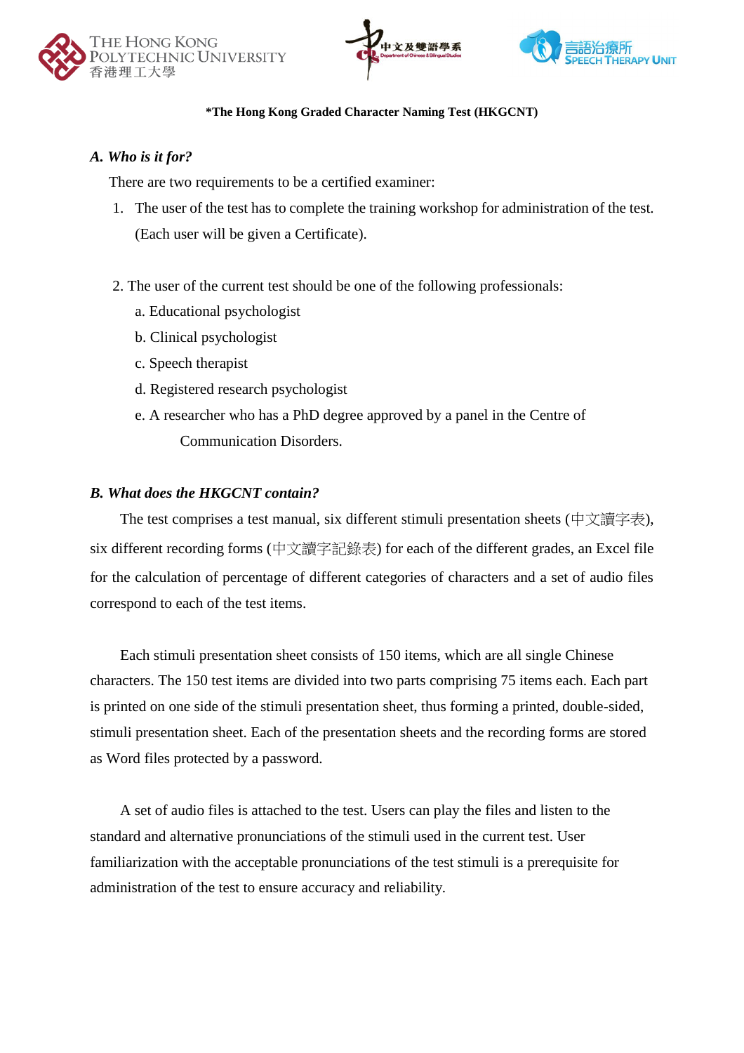**\*The Hong Kong Graded Character Naming Test (HKGCNT)**

***A. Who is it for?***

There are two requirements to be a certified examiner:

1. The user of the test has to complete the training workshop for administration of the test. (Each user will be given a Certificate).

2. The user of the current test should be one of the following professionals:
   a. Educational psychologist
   b. Clinical psychologist
   c. Speech therapist
   d. Registered research psychologist
   e. A researcher who has a PhD degree approved by a panel in the Centre of Communication Disorders.

***B. What does the HKGCNT contain?***

The test comprises a test manual, six different stimuli presentation sheets (中文讀字表), six different recording forms (中文讀字記錄表) for each of the different grades, an Excel file for the calculation of percentage of different categories of characters and a set of audio files correspond to each of the test items.

Each stimuli presentation sheet consists of 150 items, which are all single Chinese characters. The 150 test items are divided into two parts comprising 75 items each. Each part is printed on one side of the stimuli presentation sheet, thus forming a printed, double-sided, stimuli presentation sheet. Each of the presentation sheets and the recording forms are stored as Word files protected by a password.

A set of audio files is attached to the test. Users can play the files and listen to the standard and alternative pronunciations of the stimuli used in the current test. User familiarization with the acceptable pronunciations of the test stimuli is a prerequisite for administration of the test to ensure accuracy and reliability.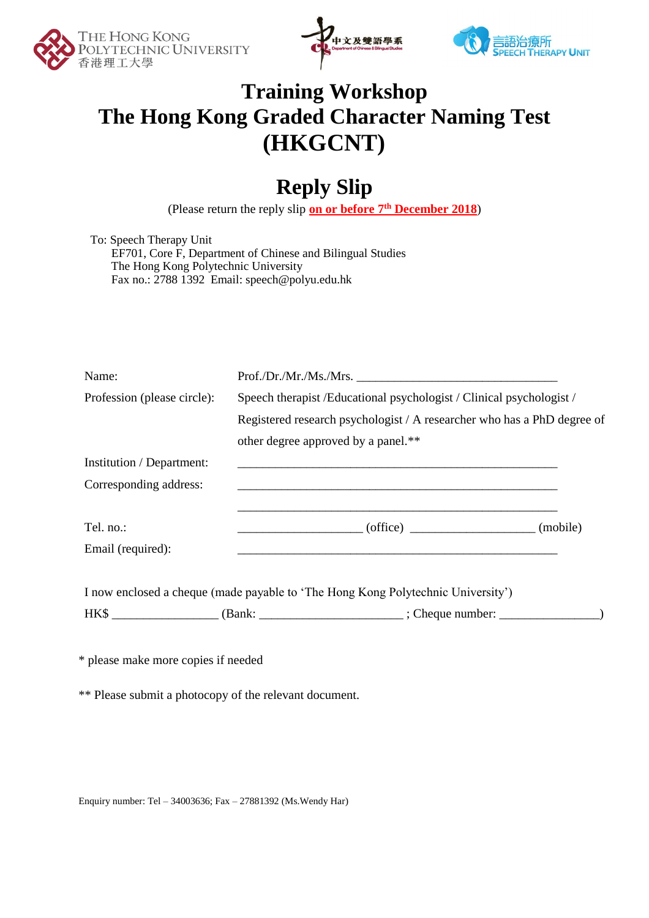# Training Workshop
# The Hong Kong Graded Character Naming Test (HKGCNT)

## Reply Slip

(Please return the reply slip **on or before 7th December 2018**)

To: Speech Therapy Unit
EF701, Core F, Department of Chinese and Bilingual Studies
The Hong Kong Polytechnic University
Fax no.: 2788 1392 Email: speech@polyu.edu.hk

| | |
|---|---|
| Name: | Prof./Dr./Mr./Ms./Mrs. ________________________________ |
| Profession (please circle): | Speech therapist /Educational psychologist / Clinical psychologist / Registered research psychologist / A researcher who has a PhD degree of other degree approved by a panel.** |
| Institution / Department: | ___________________________________________________ |
| Corresponding address: | ___________________________________________________ ___________________________________________________ |
| Tel. no.: | ____________________ (office) ____________________ (mobile) |
| Email (required): | ___________________________________________________ |

I now enclosed a cheque (made payable to 'The Hong Kong Polytechnic University')
HK$ ________________ (Bank: ______________________ ; Cheque number: ________________)

* please make more copies if needed

** Please submit a photocopy of the relevant document.

Enquiry number: Tel – 34003636; Fax – 27881392 (Ms.Wendy Har)